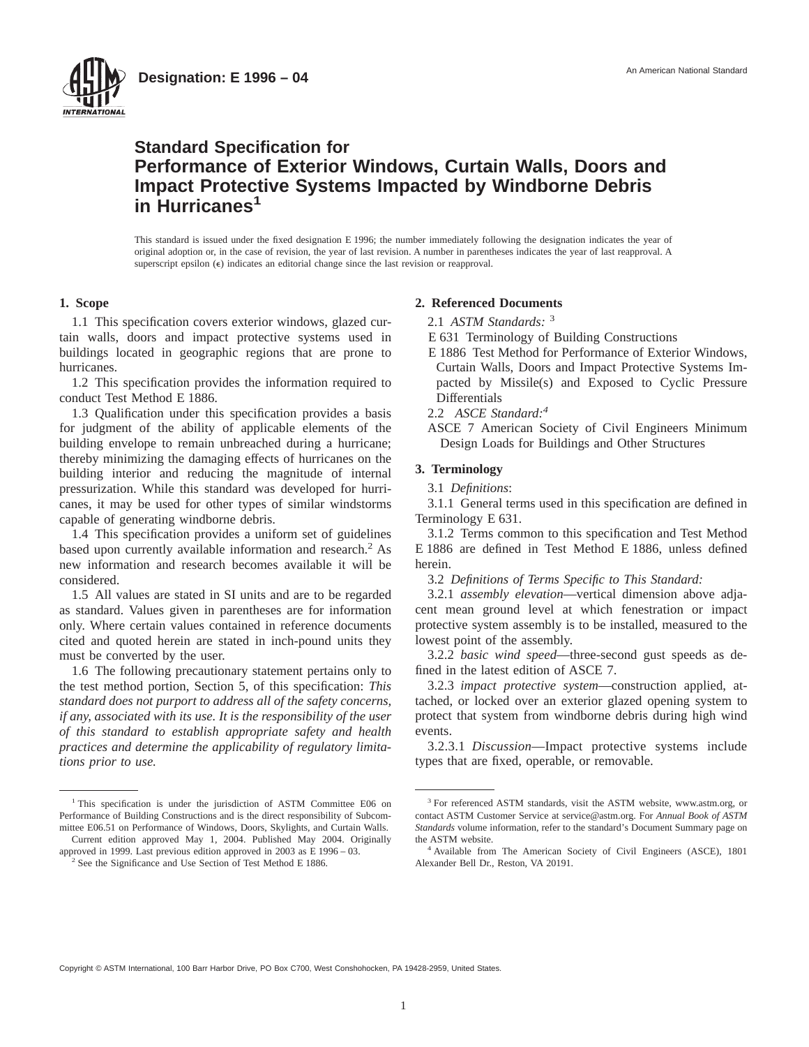**Designation: E 1996 – 04**

An American National Standard

# Standard Specification for Performance of Exterior Windows, Curtain Walls, Doors and Impact Protective Systems Impacted by Windborne Debris in Hurricanes[1]

This standard is issued under the fixed designation E 1996; the number immediately following the designation indicates the year of original adoption or, in the case of revision, the year of last revision. A number in parentheses indicates the year of last reapproval. A superscript epsilon (ε) indicates an editorial change since the last revision or reapproval.

## 1. Scope

1.1 This specification covers exterior windows, glazed curtain walls, doors and impact protective systems used in buildings located in geographic regions that are prone to hurricanes.

1.2 This specification provides the information required to conduct Test Method E 1886.

1.3 Qualification under this specification provides a basis for judgment of the ability of applicable elements of the building envelope to remain unbreached during a hurricane; thereby minimizing the damaging effects of hurricanes on the building interior and reducing the magnitude of internal pressurization. While this standard was developed for hurricanes, it may be used for other types of similar windstorms capable of generating windborne debris.

1.4 This specification provides a uniform set of guidelines based upon currently available information and research.[2] As new information and research becomes available it will be considered.

1.5 All values are stated in SI units and are to be regarded as standard. Values given in parentheses are for information only. Where certain values contained in reference documents cited and quoted herein are stated in inch-pound units they must be converted by the user.

1.6 The following precautionary statement pertains only to the test method portion, Section 5, of this specification: *This standard does not purport to address all of the safety concerns, if any, associated with its use. It is the responsibility of the user of this standard to establish appropriate safety and health practices and determine the applicability of regulatory limitations prior to use.*

## 2. Referenced Documents

2.1 *ASTM Standards:* [3]

E 631 Terminology of Building Constructions

E 1886 Test Method for Performance of Exterior Windows, Curtain Walls, Doors and Impact Protective Systems Impacted by Missile(s) and Exposed to Cyclic Pressure Differentials

2.2 *ASCE Standard:*[4]

ASCE 7 American Society of Civil Engineers Minimum Design Loads for Buildings and Other Structures

## 3. Terminology

3.1 *Definitions*:

3.1.1 General terms used in this specification are defined in Terminology E 631.

3.1.2 Terms common to this specification and Test Method E 1886 are defined in Test Method E 1886, unless defined herein.

3.2 *Definitions of Terms Specific to This Standard:*

3.2.1 *assembly elevation*—vertical dimension above adjacent mean ground level at which fenestration or impact protective system assembly is to be installed, measured to the lowest point of the assembly.

3.2.2 *basic wind speed*—three-second gust speeds as defined in the latest edition of ASCE 7.

3.2.3 *impact protective system*—construction applied, attached, or locked over an exterior glazed opening system to protect that system from windborne debris during high wind events.

3.2.3.1 *Discussion*—Impact protective systems include types that are fixed, operable, or removable.

---

[1] This specification is under the jurisdiction of ASTM Committee E06 on Performance of Building Constructions and is the direct responsibility of Subcommittee E06.51 on Performance of Windows, Doors, Skylights, and Curtain Walls.

Current edition approved May 1, 2004. Published May 2004. Originally approved in 1999. Last previous edition approved in 2003 as E 1996 – 03.

[2] See the Significance and Use Section of Test Method E 1886.

[3] For referenced ASTM standards, visit the ASTM website, www.astm.org, or contact ASTM Customer Service at service@astm.org. For *Annual Book of ASTM Standards* volume information, refer to the standard's Document Summary page on the ASTM website.

[4] Available from The American Society of Civil Engineers (ASCE), 1801 Alexander Bell Dr., Reston, VA 20191.

Copyright © ASTM International, 100 Barr Harbor Drive, PO Box C700, West Conshohocken, PA 19428-2959, United States.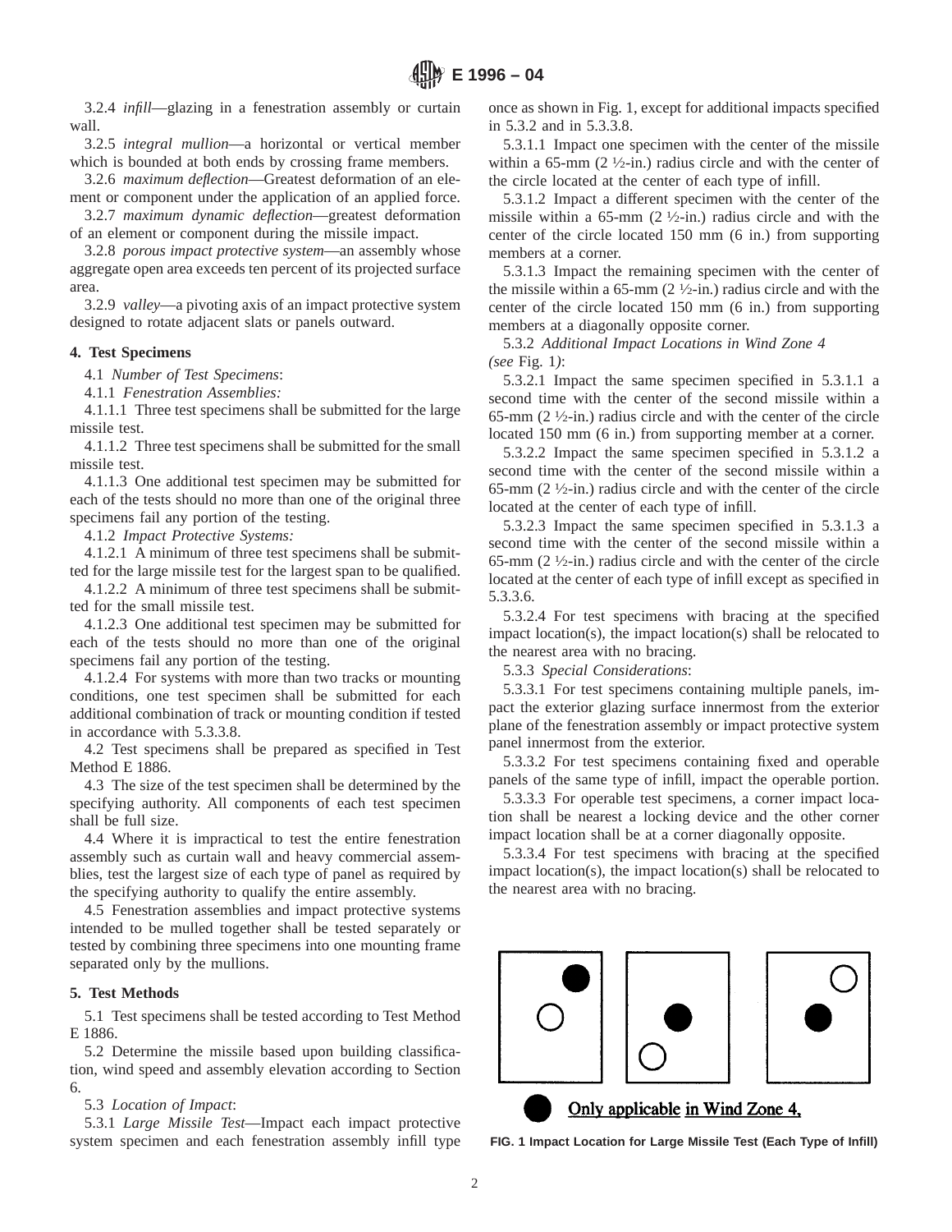3.2.4 *infill*—glazing in a fenestration assembly or curtain wall.

3.2.5 *integral mullion*—a horizontal or vertical member which is bounded at both ends by crossing frame members.

3.2.6 *maximum deflection*—Greatest deformation of an element or component under the application of an applied force.

3.2.7 *maximum dynamic deflection*—greatest deformation of an element or component during the missile impact.

3.2.8 *porous impact protective system*—an assembly whose aggregate open area exceeds ten percent of its projected surface area.

3.2.9 *valley*—a pivoting axis of an impact protective system designed to rotate adjacent slats or panels outward.

## 4. Test Specimens

4.1 *Number of Test Specimens*:

4.1.1 *Fenestration Assemblies:*

4.1.1.1 Three test specimens shall be submitted for the large missile test.

4.1.1.2 Three test specimens shall be submitted for the small missile test.

4.1.1.3 One additional test specimen may be submitted for each of the tests should no more than one of the original three specimens fail any portion of the testing.

4.1.2 *Impact Protective Systems:*

4.1.2.1 A minimum of three test specimens shall be submitted for the large missile test for the largest span to be qualified.

4.1.2.2 A minimum of three test specimens shall be submitted for the small missile test.

4.1.2.3 One additional test specimen may be submitted for each of the tests should no more than one of the original specimens fail any portion of the testing.

4.1.2.4 For systems with more than two tracks or mounting conditions, one test specimen shall be submitted for each additional combination of track or mounting condition if tested in accordance with 5.3.3.8.

4.2 Test specimens shall be prepared as specified in Test Method E 1886.

4.3 The size of the test specimen shall be determined by the specifying authority. All components of each test specimen shall be full size.

4.4 Where it is impractical to test the entire fenestration assembly such as curtain wall and heavy commercial assemblies, test the largest size of each type of panel as required by the specifying authority to qualify the entire assembly.

4.5 Fenestration assemblies and impact protective systems intended to be mulled together shall be tested separately or tested by combining three specimens into one mounting frame separated only by the mullions.

## 5. Test Methods

5.1 Test specimens shall be tested according to Test Method E 1886.

5.2 Determine the missile based upon building classification, wind speed and assembly elevation according to Section 6.

5.3 *Location of Impact*:

5.3.1 *Large Missile Test*—Impact each impact protective system specimen and each fenestration assembly infill type once as shown in Fig. 1, except for additional impacts specified in 5.3.2 and in 5.3.3.8.

5.3.1.1 Impact one specimen with the center of the missile within a 65-mm (2 ½-in.) radius circle and with the center of the circle located at the center of each type of infill.

5.3.1.2 Impact a different specimen with the center of the missile within a 65-mm (2 ½-in.) radius circle and with the center of the circle located 150 mm (6 in.) from supporting members at a corner.

5.3.1.3 Impact the remaining specimen with the center of the missile within a 65-mm (2 ½-in.) radius circle and with the center of the circle located 150 mm (6 in.) from supporting members at a diagonally opposite corner.

5.3.2 *Additional Impact Locations in Wind Zone 4 (see* Fig. 1*)*:

5.3.2.1 Impact the same specimen specified in 5.3.1.1 a second time with the center of the second missile within a 65-mm (2 ½-in.) radius circle and with the center of the circle located 150 mm (6 in.) from supporting member at a corner.

5.3.2.2 Impact the same specimen specified in 5.3.1.2 a second time with the center of the second missile within a 65-mm (2 ½-in.) radius circle and with the center of the circle located at the center of each type of infill.

5.3.2.3 Impact the same specimen specified in 5.3.1.3 a second time with the center of the second missile within a 65-mm (2 ½-in.) radius circle and with the center of the circle located at the center of each type of infill except as specified in 5.3.3.6.

5.3.2.4 For test specimens with bracing at the specified impact location(s), the impact location(s) shall be relocated to the nearest area with no bracing.

5.3.3 *Special Considerations*:

5.3.3.1 For test specimens containing multiple panels, impact the exterior glazing surface innermost from the exterior plane of the fenestration assembly or impact protective system panel innermost from the exterior.

5.3.3.2 For test specimens containing fixed and operable panels of the same type of infill, impact the operable portion.

5.3.3.3 For operable test specimens, a corner impact location shall be nearest a locking device and the other corner impact location shall be at a corner diagonally opposite.

5.3.3.4 For test specimens with bracing at the specified impact location(s), the impact location(s) shall be relocated to the nearest area with no bracing.

● Only applicable in Wind Zone 4.

**FIG. 1 Impact Location for Large Missile Test (Each Type of Infill)**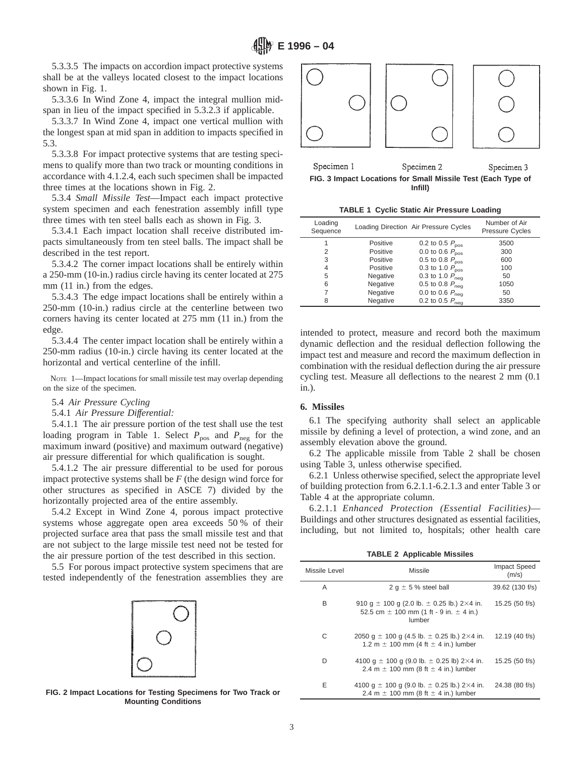5.3.3.5 The impacts on accordion impact protective systems shall be at the valleys located closest to the impact locations shown in Fig. 1.

5.3.3.6 In Wind Zone 4, impact the integral mullion midspan in lieu of the impact specified in 5.3.2.3 if applicable.

5.3.3.7 In Wind Zone 4, impact one vertical mullion with the longest span at mid span in addition to impacts specified in 5.3.

5.3.3.8 For impact protective systems that are testing specimens to qualify more than two track or mounting conditions in accordance with 4.1.2.4, each such specimen shall be impacted three times at the locations shown in Fig. 2.

5.3.4 *Small Missile Test*—Impact each impact protective system specimen and each fenestration assembly infill type three times with ten steel balls each as shown in Fig. 3.

5.3.4.1 Each impact location shall receive distributed impacts simultaneously from ten steel balls. The impact shall be described in the test report.

5.3.4.2 The corner impact locations shall be entirely within a 250-mm (10-in.) radius circle having its center located at 275 mm (11 in.) from the edges.

5.3.4.3 The edge impact locations shall be entirely within a 250-mm (10-in.) radius circle at the centerline between two corners having its center located at 275 mm (11 in.) from the edge.

5.3.4.4 The center impact location shall be entirely within a 250-mm radius (10-in.) circle having its center located at the horizontal and vertical centerline of the infill.

NOTE 1—Impact locations for small missile test may overlap depending on the size of the specimen.

5.4 *Air Pressure Cycling*

5.4.1 *Air Pressure Differential:*

5.4.1.1 The air pressure portion of the test shall use the test loading program in Table 1. Select $P_{pos}$ and $P_{neg}$ for the maximum inward (positive) and maximum outward (negative) air pressure differential for which qualification is sought.

5.4.1.2 The air pressure differential to be used for porous impact protective systems shall be $F$ (the design wind force for other structures as specified in ASCE 7) divided by the horizontally projected area of the entire assembly.

5.4.2 Except in Wind Zone 4, porous impact protective systems whose aggregate open area exceeds 50 % of their projected surface area that pass the small missile test and that are not subject to the large missile test need not be tested for the air pressure portion of the test described in this section.

5.5 For porous impact protective system specimens that are tested independently of the fenestration assemblies they are intended to protect, measure and record both the maximum dynamic deflection and the residual deflection following the impact test and measure and record the maximum deflection in combination with the residual deflection during the air pressure cycling test. Measure all deflections to the nearest 2 mm (0.1 in.).

FIG. 2 Impact Locations for Testing Specimens for Two Track or Mounting Conditions

Specimen 1 Specimen 2 Specimen 3

FIG. 3 Impact Locations for Small Missile Test (Each Type of Infill)

**TABLE 1 Cyclic Static Air Pressure Loading**

| Loading Sequence | Loading Direction | Air Pressure Cycles | Number of Air Pressure Cycles |
|---|---|---|---|
| 1 | Positive | 0.2 to 0.5 $P_{pos}$ | 3500 |
| 2 | Positive | 0.0 to 0.6 $P_{pos}$ | 300 |
| 3 | Positive | 0.5 to 0.8 $P_{pos}$ | 600 |
| 4 | Positive | 0.3 to 1.0 $P_{pos}$ | 100 |
| 5 | Negative | 0.3 to 1.0 $P_{neg}$ | 50 |
| 6 | Negative | 0.5 to 0.8 $P_{neg}$ | 1050 |
| 7 | Negative | 0.0 to 0.6 $P_{neg}$ | 50 |
| 8 | Negative | 0.2 to 0.5 $P_{neg}$ | 3350 |

## 6. Missiles

6.1 The specifying authority shall select an applicable missile by defining a level of protection, a wind zone, and an assembly elevation above the ground.

6.2 The applicable missile from Table 2 shall be chosen using Table 3, unless otherwise specified.

6.2.1 Unless otherwise specified, select the appropriate level of building protection from 6.2.1.1-6.2.1.3 and enter Table 3 or Table 4 at the appropriate column.

6.2.1.1 *Enhanced Protection (Essential Facilities)*—Buildings and other structures designated as essential facilities, including, but not limited to, hospitals; other health care

**TABLE 2 Applicable Missiles**

| Missile Level | Missile | Impact Speed (m/s) |
|---|---|---|
| A | 2 g ± 5 % steel ball | 39.62 (130 f/s) |
| B | 910 g ± 100 g (2.0 lb. ± 0.25 lb.) 2×4 in. 52.5 cm ± 100 mm (1 ft - 9 in. ± 4 in.) lumber | 15.25 (50 f/s) |
| C | 2050 g ± 100 g (4.5 lb. ± 0.25 lb.) 2×4 in. 1.2 m ± 100 mm (4 ft ± 4 in.) lumber | 12.19 (40 f/s) |
| D | 4100 g ± 100 g (9.0 lb. ± 0.25 lb) 2×4 in. 2.4 m ± 100 mm (8 ft ± 4 in.) lumber | 15.25 (50 f/s) |
| E | 4100 g ± 100 g (9.0 lb. ± 0.25 lb.) 2×4 in. 2.4 m ± 100 mm (8 ft ± 4 in.) lumber | 24.38 (80 f/s) |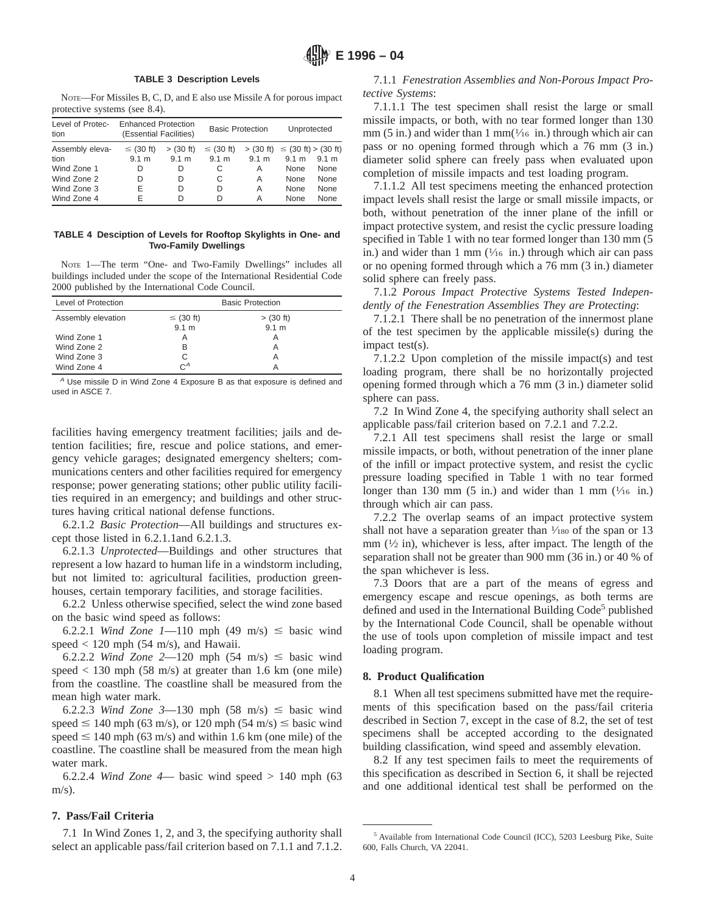**TABLE 3 Description Levels**

NOTE—For Missiles B, C, D, and E also use Missile A for porous impact protective systems (see 8.4).

| Level of Protection | Enhanced Protection (Essential Facilities) | | Basic Protection | | Unprotected | |
|---|---|---|---|---|---|---|
| Assembly elevation | ≤ (30 ft) 9.1 m | > (30 ft) 9.1 m | ≤ (30 ft) 9.1 m | > (30 ft) 9.1 m | ≤ (30 ft) 9.1 m | > (30 ft) 9.1 m |
| Wind Zone 1 | D | D | C | A | None | None |
| Wind Zone 2 | D | D | C | A | None | None |
| Wind Zone 3 | E | D | D | A | None | None |
| Wind Zone 4 | E | D | D | A | None | None |

**TABLE 4 Desciption of Levels for Rooftop Skylights in One- and Two-Family Dwellings**

NOTE 1—The term "One- and Two-Family Dwellings" includes all buildings included under the scope of the International Residential Code 2000 published by the International Code Council.

| Level of Protection | Basic Protection | |
|---|---|---|
| Assembly elevation | ≤ (30 ft) 9.1 m | > (30 ft) 9.1 m |
| Wind Zone 1 | A | A |
| Wind Zone 2 | B | A |
| Wind Zone 3 | C | A |
| Wind Zone 4 | C[A] | A |

[A] Use missile D in Wind Zone 4 Exposure B as that exposure is defined and used in ASCE 7.

facilities having emergency treatment facilities; jails and detention facilities; fire, rescue and police stations, and emergency vehicle garages; designated emergency shelters; communications centers and other facilities required for emergency response; power generating stations; other public utility facilities required in an emergency; and buildings and other structures having critical national defense functions.

6.2.1.2 *Basic Protection*—All buildings and structures except those listed in 6.2.1.1and 6.2.1.3.

6.2.1.3 *Unprotected*—Buildings and other structures that represent a low hazard to human life in a windstorm including, but not limited to: agricultural facilities, production greenhouses, certain temporary facilities, and storage facilities.

6.2.2 Unless otherwise specified, select the wind zone based on the basic wind speed as follows:

6.2.2.1 *Wind Zone 1*—110 mph (49 m/s) ≤ basic wind speed < 120 mph (54 m/s), and Hawaii.

6.2.2.2 *Wind Zone 2*—120 mph (54 m/s) ≤ basic wind speed < 130 mph (58 m/s) at greater than 1.6 km (one mile) from the coastline. The coastline shall be measured from the mean high water mark.

6.2.2.3 *Wind Zone 3*—130 mph (58 m/s) ≤ basic wind speed ≤ 140 mph (63 m/s), or 120 mph (54 m/s) ≤ basic wind speed ≤ 140 mph (63 m/s) and within 1.6 km (one mile) of the coastline. The coastline shall be measured from the mean high water mark.

6.2.2.4 *Wind Zone 4*— basic wind speed > 140 mph (63 m/s).

## 7. Pass/Fail Criteria

7.1 In Wind Zones 1, 2, and 3, the specifying authority shall select an applicable pass/fail criterion based on 7.1.1 and 7.1.2.

7.1.1 *Fenestration Assemblies and Non-Porous Impact Protective Systems*:

7.1.1.1 The test specimen shall resist the large or small missile impacts, or both, with no tear formed longer than 130 mm (5 in.) and wider than 1 mm(1⁄16 in.) through which air can pass or no opening formed through which a 76 mm (3 in.) diameter solid sphere can freely pass when evaluated upon completion of missile impacts and test loading program.

7.1.1.2 All test specimens meeting the enhanced protection impact levels shall resist the large or small missile impacts, or both, without penetration of the inner plane of the infill or impact protective system, and resist the cyclic pressure loading specified in Table 1 with no tear formed longer than 130 mm (5 in.) and wider than 1 mm (1⁄16 in.) through which air can pass or no opening formed through which a 76 mm (3 in.) diameter solid sphere can freely pass.

7.1.2 *Porous Impact Protective Systems Tested Independently of the Fenestration Assemblies They are Protecting*:

7.1.2.1 There shall be no penetration of the innermost plane of the test specimen by the applicable missile(s) during the impact test(s).

7.1.2.2 Upon completion of the missile impact(s) and test loading program, there shall be no horizontally projected opening formed through which a 76 mm (3 in.) diameter solid sphere can pass.

7.2 In Wind Zone 4, the specifying authority shall select an applicable pass/fail criterion based on 7.2.1 and 7.2.2.

7.2.1 All test specimens shall resist the large or small missile impacts, or both, without penetration of the inner plane of the infill or impact protective system, and resist the cyclic pressure loading specified in Table 1 with no tear formed longer than 130 mm (5 in.) and wider than 1 mm (1⁄16 in.) through which air can pass.

7.2.2 The overlap seams of an impact protective system shall not have a separation greater than 1⁄180 of the span or 13 mm (1⁄2 in), whichever is less, after impact. The length of the separation shall not be greater than 900 mm (36 in.) or 40 % of the span whichever is less.

7.3 Doors that are a part of the means of egress and emergency escape and rescue openings, as both terms are defined and used in the International Building Code[5] published by the International Code Council, shall be openable without the use of tools upon completion of missile impact and test loading program.

## 8. Product Qualification

8.1 When all test specimens submitted have met the requirements of this specification based on the pass/fail criteria described in Section 7, except in the case of 8.2, the set of test specimens shall be accepted according to the designated building classification, wind speed and assembly elevation.

8.2 If any test specimen fails to meet the requirements of this specification as described in Section 6, it shall be rejected and one additional identical test shall be performed on the

[5] Available from International Code Council (ICC), 5203 Leesburg Pike, Suite 600, Falls Church, VA 22041.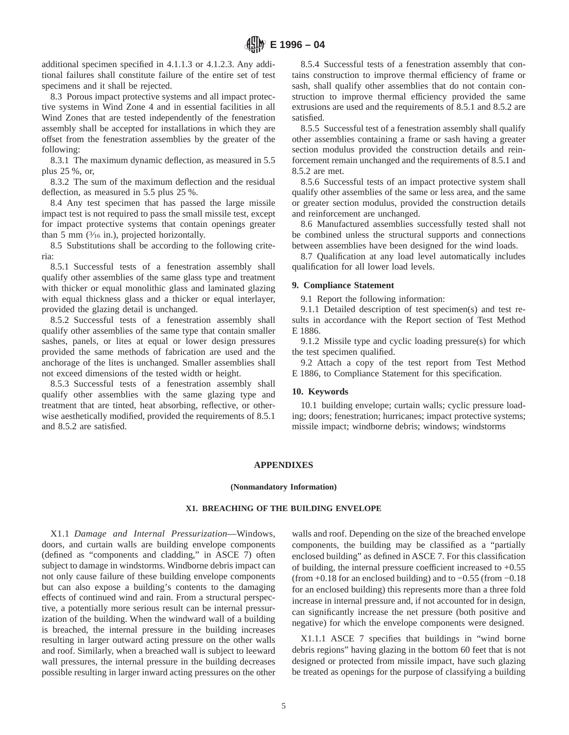additional specimen specified in 4.1.1.3 or 4.1.2.3. Any additional failures shall constitute failure of the entire set of test specimens and it shall be rejected.

8.3 Porous impact protective systems and all impact protective systems in Wind Zone 4 and in essential facilities in all Wind Zones that are tested independently of the fenestration assembly shall be accepted for installations in which they are offset from the fenestration assemblies by the greater of the following:

8.3.1 The maximum dynamic deflection, as measured in 5.5 plus 25 %, or,

8.3.2 The sum of the maximum deflection and the residual deflection, as measured in 5.5 plus 25 %.

8.4 Any test specimen that has passed the large missile impact test is not required to pass the small missile test, except for impact protective systems that contain openings greater than 5 mm (3⁄16 in.), projected horizontally.

8.5 Substitutions shall be according to the following criteria:

8.5.1 Successful tests of a fenestration assembly shall qualify other assemblies of the same glass type and treatment with thicker or equal monolithic glass and laminated glazing with equal thickness glass and a thicker or equal interlayer, provided the glazing detail is unchanged.

8.5.2 Successful tests of a fenestration assembly shall qualify other assemblies of the same type that contain smaller sashes, panels, or lites at equal or lower design pressures provided the same methods of fabrication are used and the anchorage of the lites is unchanged. Smaller assemblies shall not exceed dimensions of the tested width or height.

8.5.3 Successful tests of a fenestration assembly shall qualify other assemblies with the same glazing type and treatment that are tinted, heat absorbing, reflective, or otherwise aesthetically modified, provided the requirements of 8.5.1 and 8.5.2 are satisfied.

8.5.4 Successful tests of a fenestration assembly that contains construction to improve thermal efficiency of frame or sash, shall qualify other assemblies that do not contain construction to improve thermal efficiency provided the same extrusions are used and the requirements of 8.5.1 and 8.5.2 are satisfied.

8.5.5 Successful test of a fenestration assembly shall qualify other assemblies containing a frame or sash having a greater section modulus provided the construction details and reinforcement remain unchanged and the requirements of 8.5.1 and 8.5.2 are met.

8.5.6 Successful tests of an impact protective system shall qualify other assemblies of the same or less area, and the same or greater section modulus, provided the construction details and reinforcement are unchanged.

8.6 Manufactured assemblies successfully tested shall not be combined unless the structural supports and connections between assemblies have been designed for the wind loads.

8.7 Qualification at any load level automatically includes qualification for all lower load levels.

## 9. Compliance Statement

9.1 Report the following information:

9.1.1 Detailed description of test specimen(s) and test results in accordance with the Report section of Test Method E 1886.

9.1.2 Missile type and cyclic loading pressure(s) for which the test specimen qualified.

9.2 Attach a copy of the test report from Test Method E 1886, to Compliance Statement for this specification.

## 10. Keywords

10.1 building envelope; curtain walls; cyclic pressure loading; doors; fenestration; hurricanes; impact protective systems; missile impact; windborne debris; windows; windstorms

## APPENDIXES

**(Nonmandatory Information)**

### X1. BREACHING OF THE BUILDING ENVELOPE

X1.1 *Damage and Internal Pressurization*—Windows, doors, and curtain walls are building envelope components (defined as "components and cladding," in ASCE 7) often subject to damage in windstorms. Windborne debris impact can not only cause failure of these building envelope components but can also expose a building's contents to the damaging effects of continued wind and rain. From a structural perspective, a potentially more serious result can be internal pressurization of the building. When the windward wall of a building is breached, the internal pressure in the building increases resulting in larger outward acting pressure on the other walls and roof. Similarly, when a breached wall is subject to leeward wall pressures, the internal pressure in the building decreases possible resulting in larger inward acting pressures on the other walls and roof. Depending on the size of the breached envelope components, the building may be classified as a "partially enclosed building" as defined in ASCE 7. For this classification of building, the internal pressure coefficient increased to +0.55 (from +0.18 for an enclosed building) and to −0.55 (from −0.18 for an enclosed building) this represents more than a three fold increase in internal pressure and, if not accounted for in design, can significantly increase the net pressure (both positive and negative) for which the envelope components were designed.

X1.1.1 ASCE 7 specifies that buildings in "wind borne debris regions" having glazing in the bottom 60 feet that is not designed or protected from missile impact, have such glazing be treated as openings for the purpose of classifying a building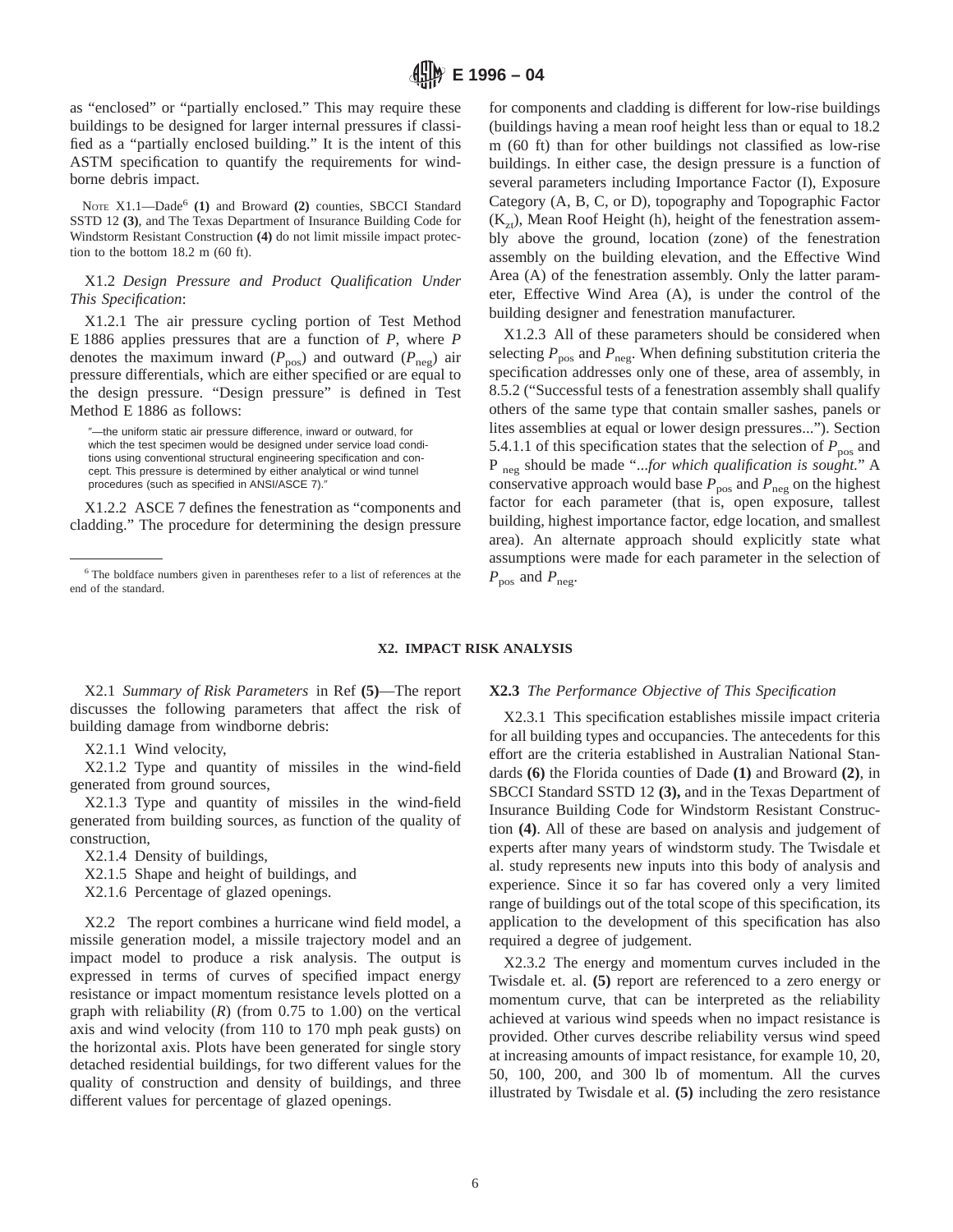as “enclosed” or “partially enclosed.” This may require these buildings to be designed for larger internal pressures if classified as a “partially enclosed building.” It is the intent of this ASTM specification to quantify the requirements for windborne debris impact.

NOTE X1.1—Dade[6] **(1)** and Broward **(2)** counties, SBCCI Standard SSTD 12 **(3)**, and The Texas Department of Insurance Building Code for Windstorm Resistant Construction **(4)** do not limit missile impact protection to the bottom 18.2 m (60 ft).

X1.2 *Design Pressure and Product Qualification Under This Specification*:

X1.2.1 The air pressure cycling portion of Test Method E 1886 applies pressures that are a function of $P$, where $P$ denotes the maximum inward ($P_{pos}$) and outward ($P_{neg}$) air pressure differentials, which are either specified or are equal to the design pressure. “Design pressure” is defined in Test Method E 1886 as follows:

> ″—the uniform static air pressure difference, inward or outward, for which the test specimen would be designed under service load conditions using conventional structural engineering specification and concept. This pressure is determined by either analytical or wind tunnel procedures (such as specified in ANSI/ASCE 7).″

X1.2.2 ASCE 7 defines the fenestration as “components and cladding.” The procedure for determining the design pressure for components and cladding is different for low-rise buildings (buildings having a mean roof height less than or equal to 18.2 m (60 ft) than for other buildings not classified as low-rise buildings. In either case, the design pressure is a function of several parameters including Importance Factor (I), Exposure Category (A, B, C, or D), topography and Topographic Factor ($K_{zt}$), Mean Roof Height (h), height of the fenestration assembly above the ground, location (zone) of the fenestration assembly on the building elevation, and the Effective Wind Area (A) of the fenestration assembly. Only the latter parameter, Effective Wind Area (A), is under the control of the building designer and fenestration manufacturer.

X1.2.3 All of these parameters should be considered when selecting $P_{pos}$ and $P_{neg}$. When defining substitution criteria the specification addresses only one of these, area of assembly, in 8.5.2 (“Successful tests of a fenestration assembly shall qualify others of the same type that contain smaller sashes, panels or lites assemblies at equal or lower design pressures...”). Section 5.4.1.1 of this specification states that the selection of $P_{pos}$ and $P_{neg}$ should be made “*...for which qualification is sought.*” A conservative approach would base $P_{pos}$ and $P_{neg}$ on the highest factor for each parameter (that is, open exposure, tallest building, highest importance factor, edge location, and smallest area). An alternate approach should explicitly state what assumptions were made for each parameter in the selection of $P_{pos}$ and $P_{neg}$.

[6] The boldface numbers given in parentheses refer to a list of references at the end of the standard.

## X2. IMPACT RISK ANALYSIS

X2.1 *Summary of Risk Parameters* in Ref **(5)**—The report discusses the following parameters that affect the risk of building damage from windborne debris:

X2.1.1 Wind velocity,

X2.1.2 Type and quantity of missiles in the wind-field generated from ground sources,

X2.1.3 Type and quantity of missiles in the wind-field generated from building sources, as function of the quality of construction,

X2.1.4 Density of buildings,

X2.1.5 Shape and height of buildings, and

X2.1.6 Percentage of glazed openings.

X2.2 The report combines a hurricane wind field model, a missile generation model, a missile trajectory model and an impact model to produce a risk analysis. The output is expressed in terms of curves of specified impact energy resistance or impact momentum resistance levels plotted on a graph with reliability ($R$) (from 0.75 to 1.00) on the vertical axis and wind velocity (from 110 to 170 mph peak gusts) on the horizontal axis. Plots have been generated for single story detached residential buildings, for two different values for the quality of construction and density of buildings, and three different values for percentage of glazed openings.

**X2.3** *The Performance Objective of This Specification*

X2.3.1 This specification establishes missile impact criteria for all building types and occupancies. The antecedents for this effort are the criteria established in Australian National Standards **(6)** the Florida counties of Dade **(1)** and Broward **(2)**, in SBCCI Standard SSTD 12 **(3),** and in the Texas Department of Insurance Building Code for Windstorm Resistant Construction **(4)**. All of these are based on analysis and judgement of experts after many years of windstorm study. The Twisdale et al. study represents new inputs into this body of analysis and experience. Since it so far has covered only a very limited range of buildings out of the total scope of this specification, its application to the development of this specification has also required a degree of judgement.

X2.3.2 The energy and momentum curves included in the Twisdale et. al. **(5)** report are referenced to a zero energy or momentum curve, that can be interpreted as the reliability achieved at various wind speeds when no impact resistance is provided. Other curves describe reliability versus wind speed at increasing amounts of impact resistance, for example 10, 20, 50, 100, 200, and 300 lb of momentum. All the curves illustrated by Twisdale et al. **(5)** including the zero resistance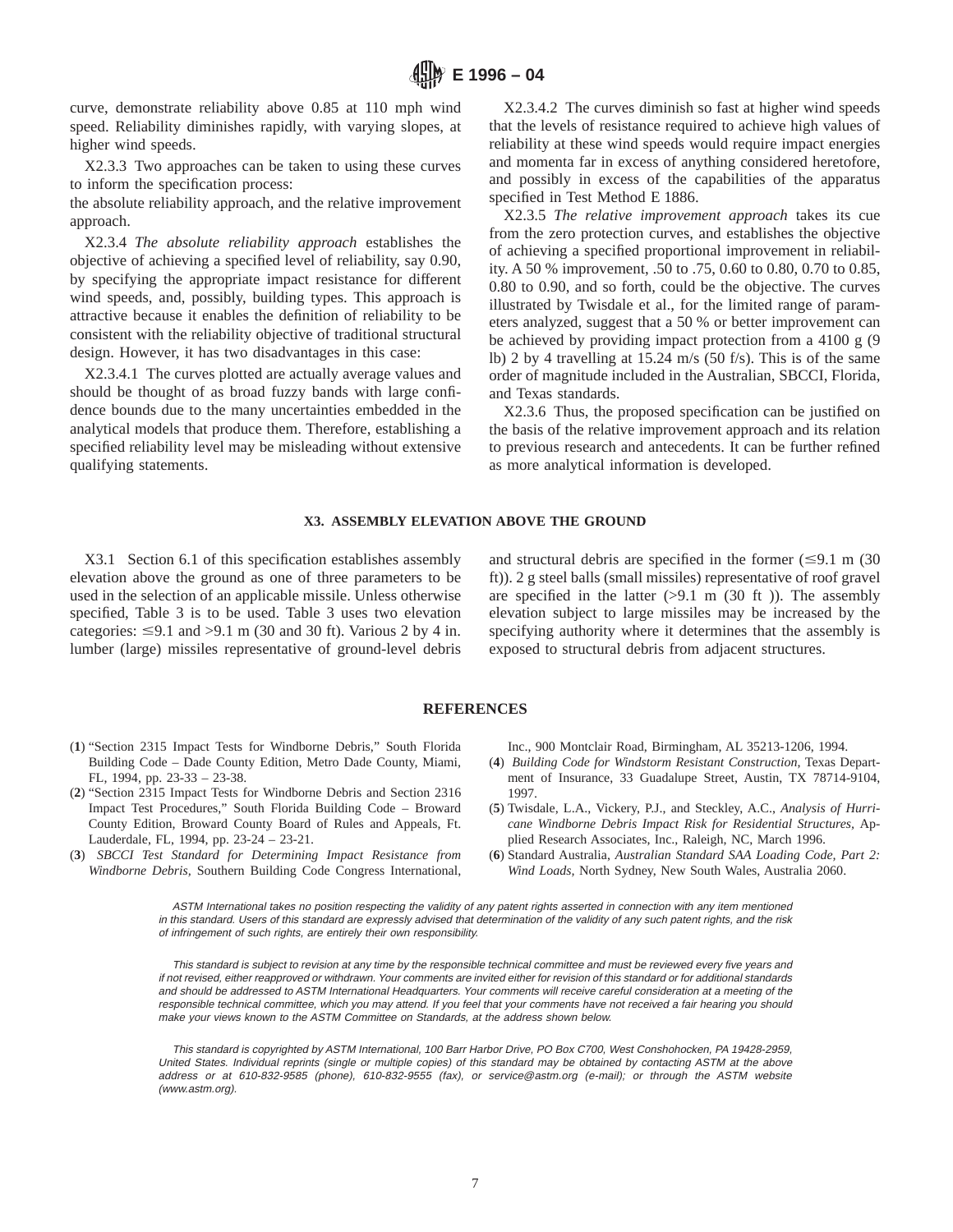curve, demonstrate reliability above 0.85 at 110 mph wind speed. Reliability diminishes rapidly, with varying slopes, at higher wind speeds.

X2.3.3 Two approaches can be taken to using these curves to inform the specification process:
the absolute reliability approach, and the relative improvement approach.

X2.3.4 *The absolute reliability approach* establishes the objective of achieving a specified level of reliability, say 0.90, by specifying the appropriate impact resistance for different wind speeds, and, possibly, building types. This approach is attractive because it enables the definition of reliability to be consistent with the reliability objective of traditional structural design. However, it has two disadvantages in this case:

X2.3.4.1 The curves plotted are actually average values and should be thought of as broad fuzzy bands with large confidence bounds due to the many uncertainties embedded in the analytical models that produce them. Therefore, establishing a specified reliability level may be misleading without extensive qualifying statements.

X2.3.4.2 The curves diminish so fast at higher wind speeds that the levels of resistance required to achieve high values of reliability at these wind speeds would require impact energies and momenta far in excess of anything considered heretofore, and possibly in excess of the capabilities of the apparatus specified in Test Method E 1886.

X2.3.5 *The relative improvement approach* takes its cue from the zero protection curves, and establishes the objective of achieving a specified proportional improvement in reliability. A 50 % improvement, .50 to .75, 0.60 to 0.80, 0.70 to 0.85, 0.80 to 0.90, and so forth, could be the objective. The curves illustrated by Twisdale et al., for the limited range of parameters analyzed, suggest that a 50 % or better improvement can be achieved by providing impact protection from a 4100 g (9 lb) 2 by 4 travelling at 15.24 m/s (50 f/s). This is of the same order of magnitude included in the Australian, SBCCI, Florida, and Texas standards.

X2.3.6 Thus, the proposed specification can be justified on the basis of the relative improvement approach and its relation to previous research and antecedents. It can be further refined as more analytical information is developed.

## X3. ASSEMBLY ELEVATION ABOVE THE GROUND

X3.1 Section 6.1 of this specification establishes assembly elevation above the ground as one of three parameters to be used in the selection of an applicable missile. Unless otherwise specified, Table 3 is to be used. Table 3 uses two elevation categories: ≤9.1 and >9.1 m (30 and 30 ft). Various 2 by 4 in. lumber (large) missiles representative of ground-level debris and structural debris are specified in the former (≤9.1 m (30 ft)). 2 g steel balls (small missiles) representative of roof gravel are specified in the latter (>9.1 m (30 ft )). The assembly elevation subject to large missiles may be increased by the specifying authority where it determines that the assembly is exposed to structural debris from adjacent structures.

## REFERENCES

(**1**) "Section 2315 Impact Tests for Windborne Debris," South Florida Building Code – Dade County Edition, Metro Dade County, Miami, FL, 1994, pp. 23-33 – 23-38.

(**2**) "Section 2315 Impact Tests for Windborne Debris and Section 2316 Impact Test Procedures," South Florida Building Code – Broward County Edition, Broward County Board of Rules and Appeals, Ft. Lauderdale, FL, 1994, pp. 23-24 – 23-21.

(**3**) *SBCCI Test Standard for Determining Impact Resistance from Windborne Debris,* Southern Building Code Congress International, Inc., 900 Montclair Road, Birmingham, AL 35213-1206, 1994.

(**4**) *Building Code for Windstorm Resistant Construction,* Texas Department of Insurance, 33 Guadalupe Street, Austin, TX 78714-9104, 1997.

(**5**) Twisdale, L.A., Vickery, P.J., and Steckley, A.C., *Analysis of Hurricane Windborne Debris Impact Risk for Residential Structures,* Applied Research Associates, Inc., Raleigh, NC, March 1996.

(**6**) Standard Australia, *Australian Standard SAA Loading Code, Part 2: Wind Loads,* North Sydney, New South Wales, Australia 2060.

*ASTM International takes no position respecting the validity of any patent rights asserted in connection with any item mentioned in this standard. Users of this standard are expressly advised that determination of the validity of any such patent rights, and the risk of infringement of such rights, are entirely their own responsibility.*

*This standard is subject to revision at any time by the responsible technical committee and must be reviewed every five years and if not revised, either reapproved or withdrawn. Your comments are invited either for revision of this standard or for additional standards and should be addressed to ASTM International Headquarters. Your comments will receive careful consideration at a meeting of the responsible technical committee, which you may attend. If you feel that your comments have not received a fair hearing you should make your views known to the ASTM Committee on Standards, at the address shown below.*

*This standard is copyrighted by ASTM International, 100 Barr Harbor Drive, PO Box C700, West Conshohocken, PA 19428-2959, United States. Individual reprints (single or multiple copies) of this standard may be obtained by contacting ASTM at the above address or at 610-832-9585 (phone), 610-832-9555 (fax), or service@astm.org (e-mail); or through the ASTM website (www.astm.org).*